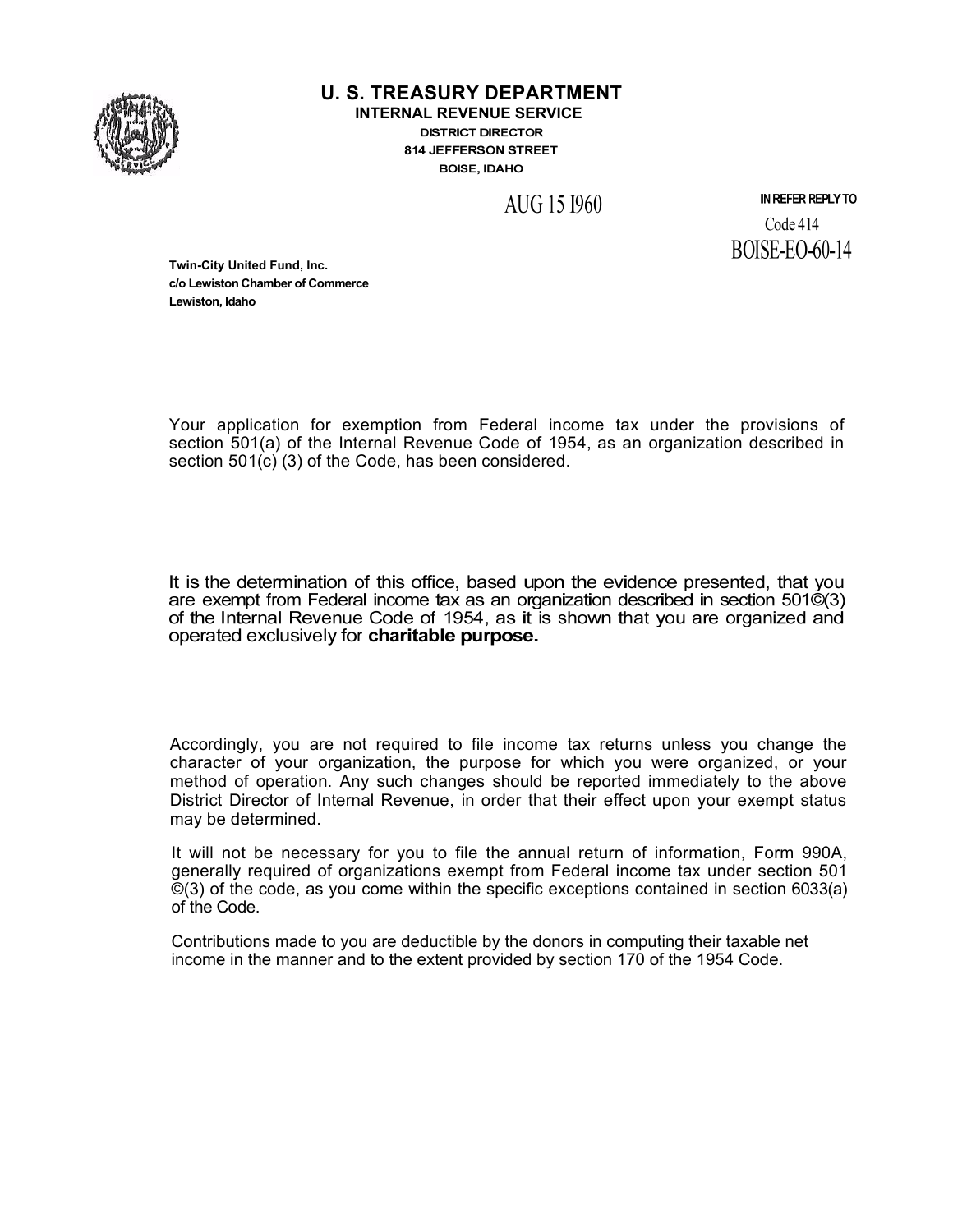# U. S. TREASURY DEPARTMENT

**INTERNAL REVENUE SERVICE**

**DISTRICT DIRECTOR**

**814 JEFFERSON STREET**

**BOISE, IDAHO**

AUG 15 I960

IN REFER REPLY TO

Code 414

BOISE-EO-60-14

**Twin-City United Fund, Inc.**
**c/o Lewiston Chamber of Commerce**
**Lewiston, Idaho**

Your application for exemption from Federal income tax under the provisions of section 501(a) of the Internal Revenue Code of 1954, as an organization described in section 501(c) (3) of the Code, has been considered.

It is the determination of this office, based upon the evidence presented, that you are exempt from Federal income tax as an organization described in section 501©(3) of the Internal Revenue Code of 1954, as it is shown that you are organized and operated exclusively for **charitable purpose.**

Accordingly, you are not required to file income tax returns unless you change the character of your organization, the purpose for which you were organized, or your method of operation. Any such changes should be reported immediately to the above District Director of Internal Revenue, in order that their effect upon your exempt status may be determined.

It will not be necessary for you to file the annual return of information, Form 990A, generally required of organizations exempt from Federal income tax under section 501 ©(3) of the code, as you come within the specific exceptions contained in section 6033(a) of the Code.

Contributions made to you are deductible by the donors in computing their taxable net income in the manner and to the extent provided by section 170 of the 1954 Code.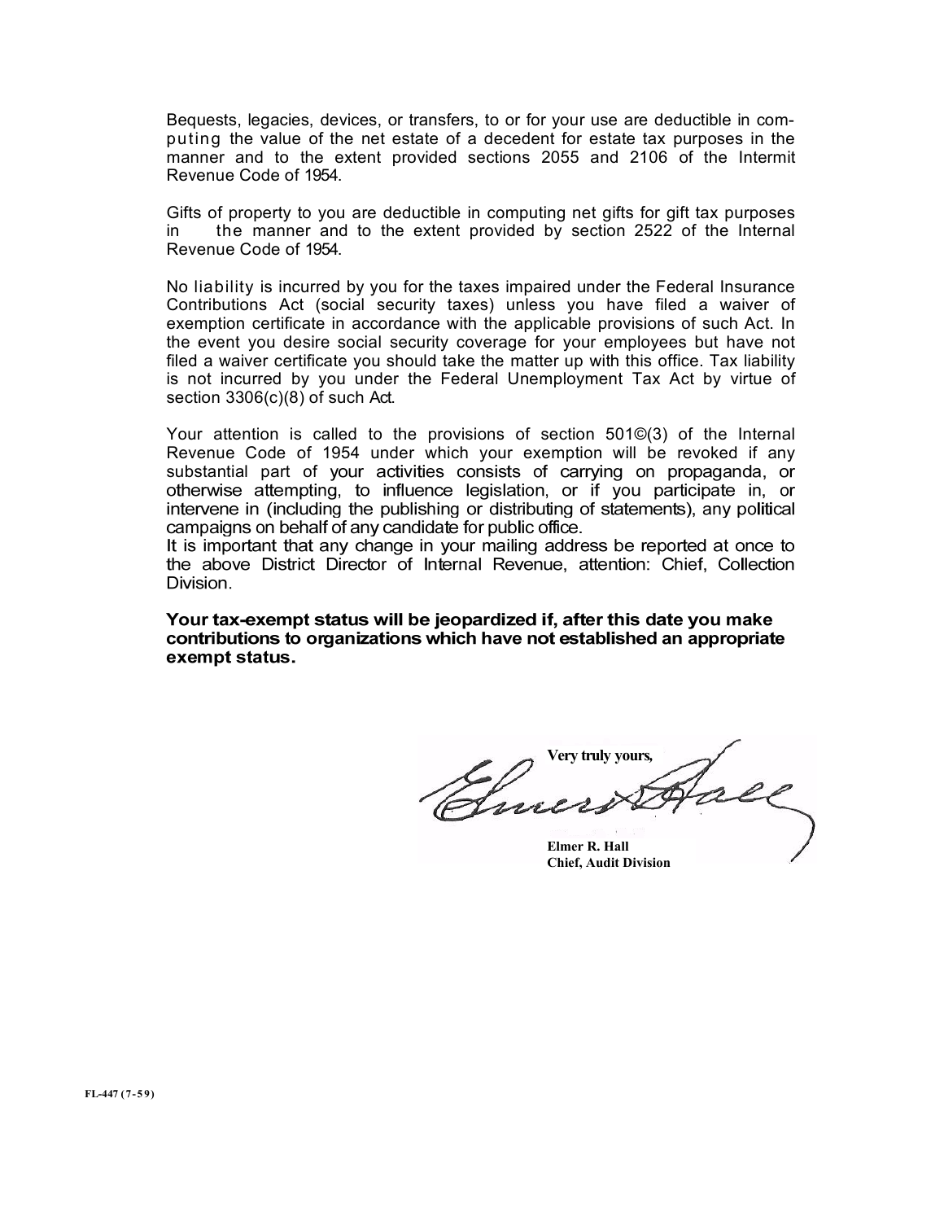Bequests, legacies, devices, or transfers, to or for your use are deductible in computing the value of the net estate of a decedent for estate tax purposes in the manner and to the extent provided sections 2055 and 2106 of the Intermit Revenue Code of 1954.

Gifts of property to you are deductible in computing net gifts for gift tax purposes in the manner and to the extent provided by section 2522 of the Internal Revenue Code of 1954.

No liability is incurred by you for the taxes impaired under the Federal Insurance Contributions Act (social security taxes) unless you have filed a waiver of exemption certificate in accordance with the applicable provisions of such Act. In the event you desire social security coverage for your employees but have not filed a waiver certificate you should take the matter up with this office. Tax liability is not incurred by you under the Federal Unemployment Tax Act by virtue of section 3306(c)(8) of such Act.

Your attention is called to the provisions of section 501©(3) of the Internal Revenue Code of 1954 under which your exemption will be revoked if any substantial part of your activities consists of carrying on propaganda, or otherwise attempting, to influence legislation, or if you participate in, or intervene in (including the publishing or distributing of statements), any political campaigns on behalf of any candidate for public office.

It is important that any change in your mailing address be reported at once to the above District Director of Internal Revenue, attention: Chief, Collection Division.

**Your tax-exempt status will be jeopardized if, after this date you make contributions to organizations which have not established an appropriate exempt status.**

Very truly yours,

Elmer R. Hall
Chief, Audit Division

FL-447 (7-59)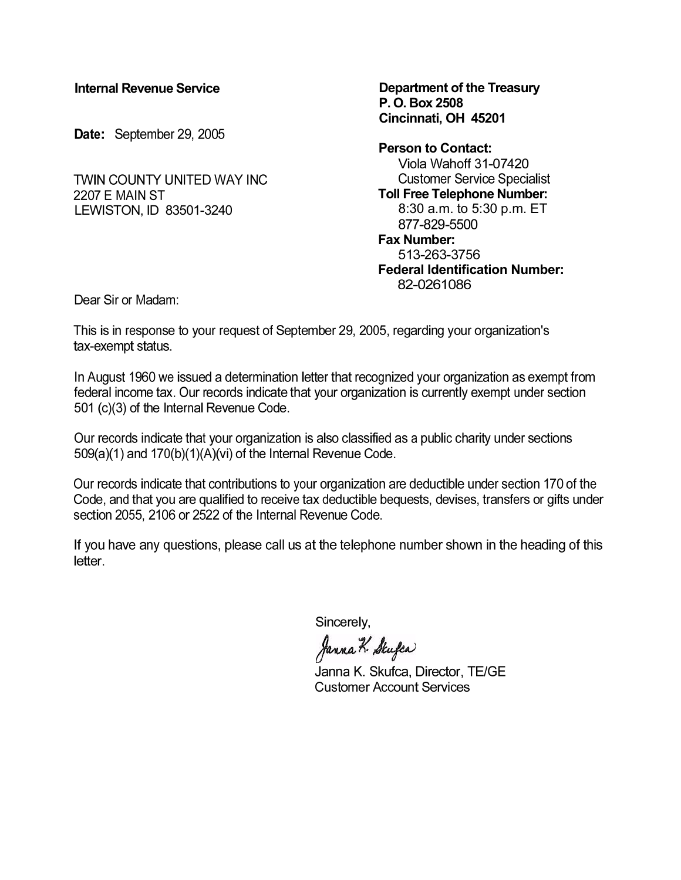**Internal Revenue Service**

**Date:** September 29, 2005

TWIN COUNTY UNITED WAY INC
2207 E MAIN ST
LEWISTON, ID 83501-3240

**Department of the Treasury**
**P. O. Box 2508**
**Cincinnati, OH 45201**

**Person to Contact:**
Viola Wahoff 31-07420
Customer Service Specialist
**Toll Free Telephone Number:**
8:30 a.m. to 5:30 p.m. ET
877-829-5500
**Fax Number:**
513-263-3756
**Federal Identification Number:**
82-0261086

Dear Sir or Madam:

This is in response to your request of September 29, 2005, regarding your organization's tax-exempt status.

In August 1960 we issued a determination letter that recognized your organization as exempt from federal income tax. Our records indicate that your organization is currently exempt under section 501 (c)(3) of the Internal Revenue Code.

Our records indicate that your organization is also classified as a public charity under sections 509(a)(1) and 170(b)(1)(A)(vi) of the Internal Revenue Code.

Our records indicate that contributions to your organization are deductible under section 170 of the Code, and that you are qualified to receive tax deductible bequests, devises, transfers or gifts under section 2055, 2106 or 2522 of the Internal Revenue Code.

If you have any questions, please call us at the telephone number shown in the heading of this letter.

Sincerely,

Janna K. Skufca

Janna K. Skufca, Director, TE/GE
Customer Account Services